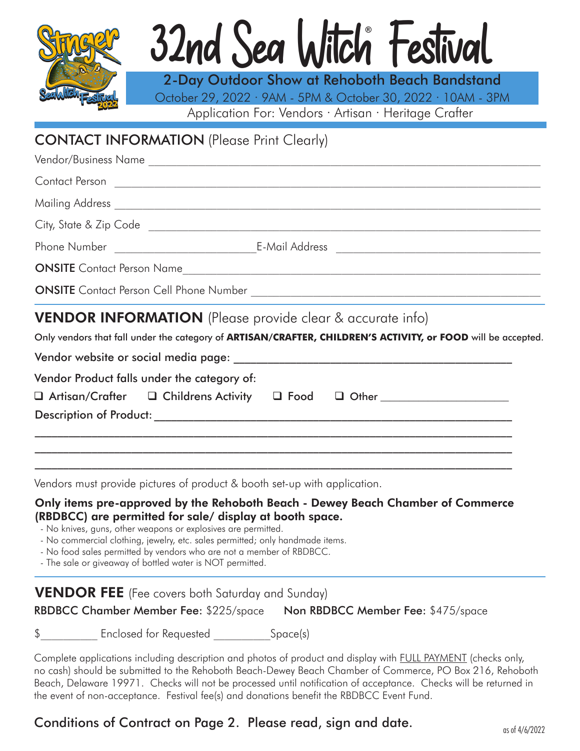# 32nd Sea Witch® Festival

**2-Day Outdoor Show at Rehoboth Beach Bandstand**

October 29, 2022 · 9AM - 5PM & October 30, 2022 · 10AM - 3PM

Application For: Vendors · Artisan · Heritage Crafter

## CONTACT INFORMATION (Please Print Clearly)

Vendor/Business Name ______________________________________________

Contact Person ______________________________________________

Mailing Address ______________________________________________

City, State & Zip Code ______________________________________________

Phone Number ______________________ E-Mail Address ______________________

**ONSITE** Contact Person Name ______________________________________________

**ONSITE** Contact Person Cell Phone Number ______________________________________________

## VENDOR INFORMATION (Please provide clear & accurate info)

Only vendors that fall under the category of **ARTISAN/CRAFTER, CHILDREN'S ACTIVITY, or FOOD** will be accepted.

Vendor website or social media page: ______________________________________________

Vendor Product falls under the category of:

❑ Artisan/Crafter ❑ Childrens Activity ❑ Food ❑ Other ____________________

Description of Product: ______________________________________________

______________________________________________

______________________________________________

______________________________________________

Vendors must provide pictures of product & booth set-up with application.

**Only items pre-approved by the Rehoboth Beach - Dewey Beach Chamber of Commerce (RBDBCC) are permitted for sale/ display at booth space.**

- No knives, guns, other weapons or explosives are permitted.
- No commercial clothing, jewelry, etc. sales permitted; only handmade items.
- No food sales permitted by vendors who are not a member of RBDBCC.
- The sale or giveaway of bottled water is NOT permitted.

## VENDOR FEE (Fee covers both Saturday and Sunday)

**RBDBCC Chamber Member Fee**: $225/space **Non RBDBCC Member Fee**: $475/space

$__________ Enclosed for Requested __________Space(s)

Complete applications including description and photos of product and display with FULL PAYMENT (checks only, no cash) should be submitted to the Rehoboth Beach-Dewey Beach Chamber of Commerce, PO Box 216, Rehoboth Beach, Delaware 19971. Checks will not be processed until notification of acceptance. Checks will be returned in the event of non-acceptance. Festival fee(s) and donations benefit the RBDBCC Event Fund.

Conditions of Contract on Page 2. Please read, sign and date.

as of 4/6/2022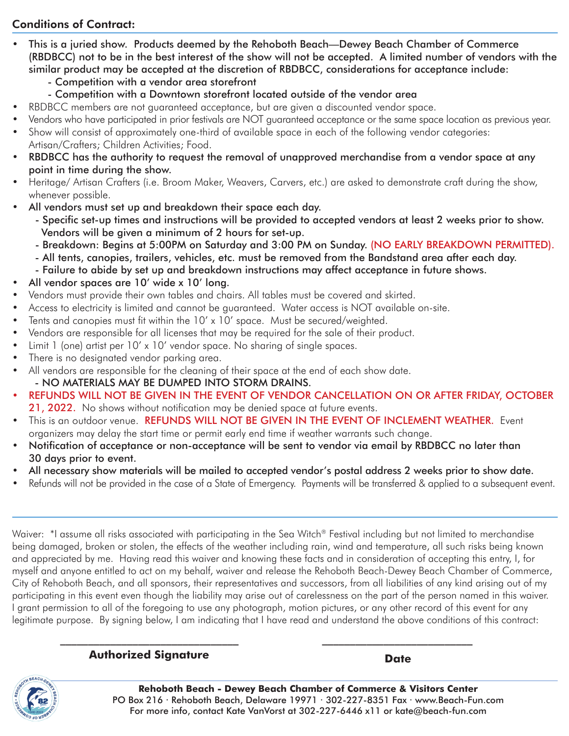## Conditions of Contract:

- **This is a juried show. Products deemed by the Rehoboth Beach—Dewey Beach Chamber of Commerce (RBDBCC) not to be in the best interest of the show will not be accepted. A limited number of vendors with the similar product may be accepted at the discretion of RBDBCC, considerations for acceptance include:**
  - **Competition with a vendor area storefront**
  - **Competition with a Downtown storefront located outside of the vendor area**
- RBDBCC members are not guaranteed acceptance, but are given a discounted vendor space.
- Vendors who have participated in prior festivals are NOT guaranteed acceptance or the same space location as previous year.
- Show will consist of approximately one-third of available space in each of the following vendor categories: Artisan/Crafters; Children Activities; Food.
- **RBDBCC has the authority to request the removal of unapproved merchandise from a vendor space at any point in time during the show.**
- Heritage/ Artisan Crafters (i.e. Broom Maker, Weavers, Carvers, etc.) are asked to demonstrate craft during the show, whenever possible.
- **All vendors must set up and breakdown their space each day.**
  - **Specific set-up times and instructions will be provided to accepted vendors at least 2 weeks prior to show. Vendors will be given a minimum of 2 hours for set-up.**
  - **Breakdown: Begins at 5:00PM on Saturday and 3:00 PM on Sunday. (NO EARLY BREAKDOWN PERMITTED).**
  - **All tents, canopies, trailers, vehicles, etc. must be removed from the Bandstand area after each day.**
  - **Failure to abide by set up and breakdown instructions may affect acceptance in future shows.**
- **All vendor spaces are 10' wide x 10' long.**
- Vendors must provide their own tables and chairs. All tables must be covered and skirted.
- Access to electricity is limited and cannot be guaranteed. Water access is NOT available on-site.
- Tents and canopies must fit within the 10' x 10' space. Must be secured/weighted.
- Vendors are responsible for all licenses that may be required for the sale of their product.
- Limit 1 (one) artist per 10' x 10' vendor space. No sharing of single spaces.
- There is no designated vendor parking area.
- All vendors are responsible for the cleaning of their space at the end of each show date.
  - **NO MATERIALS MAY BE DUMPED INTO STORM DRAINS.**
- **REFUNDS WILL NOT BE GIVEN IN THE EVENT OF VENDOR CANCELLATION ON OR AFTER FRIDAY, OCTOBER 21, 2022.** No shows without notification may be denied space at future events.
- This is an outdoor venue. **REFUNDS WILL NOT BE GIVEN IN THE EVENT OF INCLEMENT WEATHER.** Event organizers may delay the start time or permit early end time if weather warrants such change.
- **Notification of acceptance or non-acceptance will be sent to vendor via email by RBDBCC no later than 30 days prior to event.**
- **All necessary show materials will be mailed to accepted vendor's postal address 2 weeks prior to show date.**
- Refunds will not be provided in the case of a State of Emergency. Payments will be transferred & applied to a subsequent event.

Waiver: *I assume all risks associated with participating in the Sea Witch® Festival including but not limited to merchandise being damaged, broken or stolen, the effects of the weather including rain, wind and temperature, all such risks being known and appreciated by me. Having read this waiver and knowing these facts and in consideration of accepting this entry, I, for myself and anyone entitled to act on my behalf, waiver and release the Rehoboth Beach-Dewey Beach Chamber of Commerce, City of Rehoboth Beach, and all sponsors, their representatives and successors, from all liabilities of any kind arising out of my participating in this event even though the liability may arise out of carelessness on the part of the person named in this waiver. I grant permission to all of the foregoing to use any photograph, motion pictures, or any other record of this event for any legitimate purpose. By signing below, I am indicating that I have read and understand the above conditions of this contract:

\_\_\_\_\_\_\_\_\_\_\_\_\_\_\_\_\_\_\_\_\_\_\_\_\_\_\_\_\_\_
**Authorized Signature**

\_\_\_\_\_\_\_\_\_\_\_\_\_\_\_\_\_\_\_\_\_\_\_\_\_\_
**Date**

**Rehoboth Beach - Dewey Beach Chamber of Commerce & Visitors Center**
PO Box 216 · Rehoboth Beach, Delaware 19971 · 302-227-8351 Fax · www.Beach-Fun.com
For more info, contact Kate VanVorst at 302-227-6446 x11 or kate@beach-fun.com